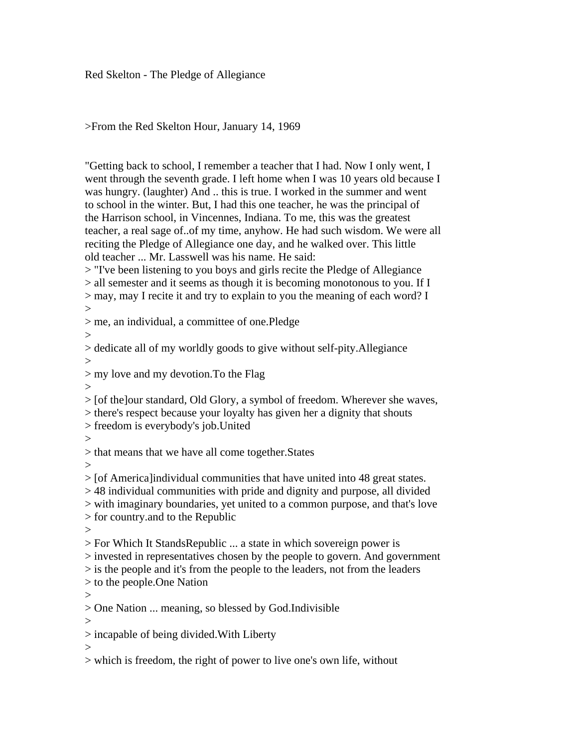Red Skelton - The Pledge of Allegiance

>From the Red Skelton Hour, January 14, 1969

"Getting back to school, I remember a teacher that I had. Now I only went, I went through the seventh grade. I left home when I was 10 years old because I was hungry. (laughter) And .. this is true. I worked in the summer and went to school in the winter. But, I had this one teacher, he was the principal of the Harrison school, in Vincennes, Indiana. To me, this was the greatest teacher, a real sage of..of my time, anyhow. He had such wisdom. We were all reciting the Pledge of Allegiance one day, and he walked over. This little old teacher ... Mr. Lasswell was his name. He said:

> "I've been listening to you boys and girls recite the Pledge of Allegiance
> all semester and it seems as though it is becoming monotonous to you. If I
> may, may I recite it and try to explain to you the meaning of each word? I
>
> me, an individual, a committee of one.Pledge
>
> dedicate all of my worldly goods to give without self-pity.Allegiance
>
> my love and my devotion.To the Flag
>
> [of the]our standard, Old Glory, a symbol of freedom. Wherever she waves,
> there's respect because your loyalty has given her a dignity that shouts
> freedom is everybody's job.United
>
> that means that we have all come together.States
>
> [of America]individual communities that have united into 48 great states.
> 48 individual communities with pride and dignity and purpose, all divided
> with imaginary boundaries, yet united to a common purpose, and that's love
> for country.and to the Republic
>
> For Which It StandsRepublic ... a state in which sovereign power is
> invested in representatives chosen by the people to govern. And government
> is the people and it's from the people to the leaders, not from the leaders
> to the people.One Nation
>
> One Nation ... meaning, so blessed by God.Indivisible
>
> incapable of being divided.With Liberty
>
> which is freedom, the right of power to live one's own life, without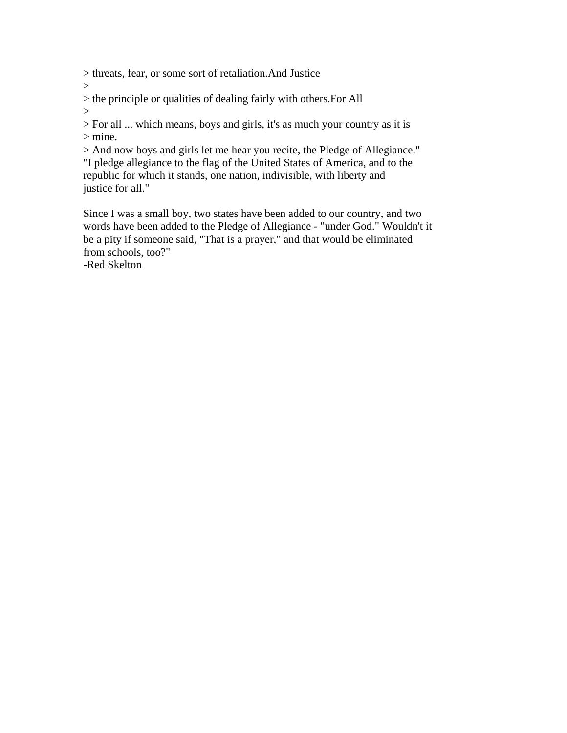> threats, fear, or some sort of retaliation.And Justice
>
> the principle or qualities of dealing fairly with others.For All
>
> For all ... which means, boys and girls, it's as much your country as it is
> mine.
> And now boys and girls let me hear you recite, the Pledge of Allegiance."

"I pledge allegiance to the flag of the United States of America, and to the republic for which it stands, one nation, indivisible, with liberty and justice for all."

Since I was a small boy, two states have been added to our country, and two words have been added to the Pledge of Allegiance - "under God." Wouldn't it be a pity if someone said, "That is a prayer," and that would be eliminated from schools, too?"
-Red Skelton